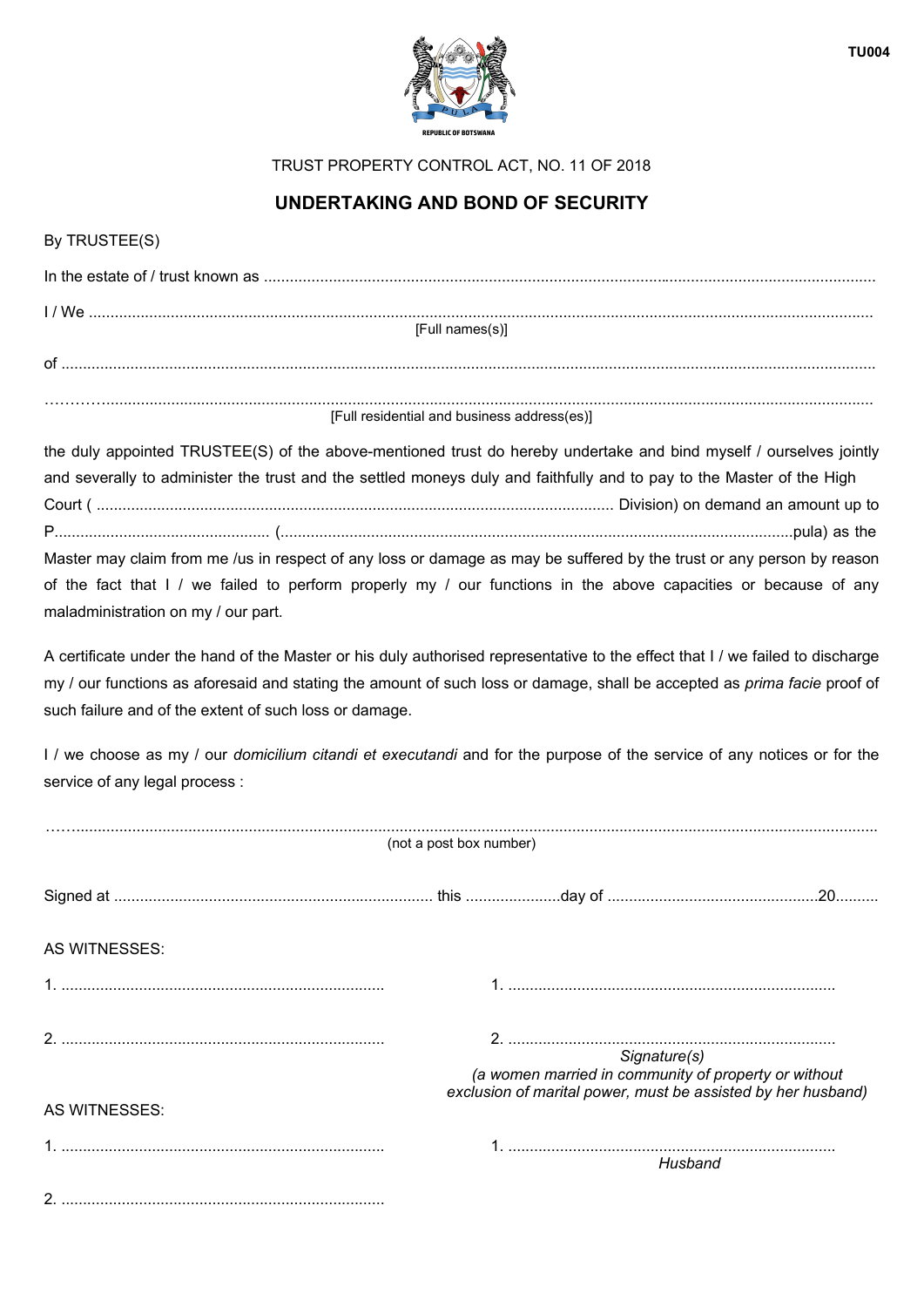TU004

REPUBLIC OF BOTSWANA

TRUST PROPERTY CONTROL ACT, NO. 11 OF 2018

## UNDERTAKING AND BOND OF SECURITY

By TRUSTEE(S)

In the estate of / trust known as ..........................................................................................................................................

I / We ..........................................................................................................................................

[Full names(s)]

of ..........................................................................................................................................

..........................................................................................................................................

[Full residential and business address(es)]

the duly appointed TRUSTEE(S) of the above-mentioned trust do hereby undertake and bind myself / ourselves jointly and severally to administer the trust and the settled moneys duly and faithfully and to pay to the Master of the High Court ( ....................................................................................................... Division) on demand an amount up to P................................................ (.......................................................................................................................pula) as the Master may claim from me /us in respect of any loss or damage as may be suffered by the trust or any person by reason of the fact that I / we failed to perform properly my / our functions in the above capacities or because of any maladministration on my / our part.

A certificate under the hand of the Master or his duly authorised representative to the effect that I / we failed to discharge my / our functions as aforesaid and stating the amount of such loss or damage, shall be accepted as *prima facie* proof of such failure and of the extent of such loss or damage.

I / we choose as my / our *domicilium citandi et executandi* and for the purpose of the service of any notices or for the service of any legal process :

..........................................................................................................................................

(not a post box number)

Signed at ......................................................................... this ......................day of .................................................20..........

AS WITNESSES:

1. ..........................................................................

2. ..........................................................................

1. ..........................................................................

2. ..........................................................................

*Signature(s)*

*(a women married in community of property or without exclusion of marital power, must be assisted by her husband)*

AS WITNESSES:

1. ..........................................................................

2. ..........................................................................

1. ..........................................................................

*Husband*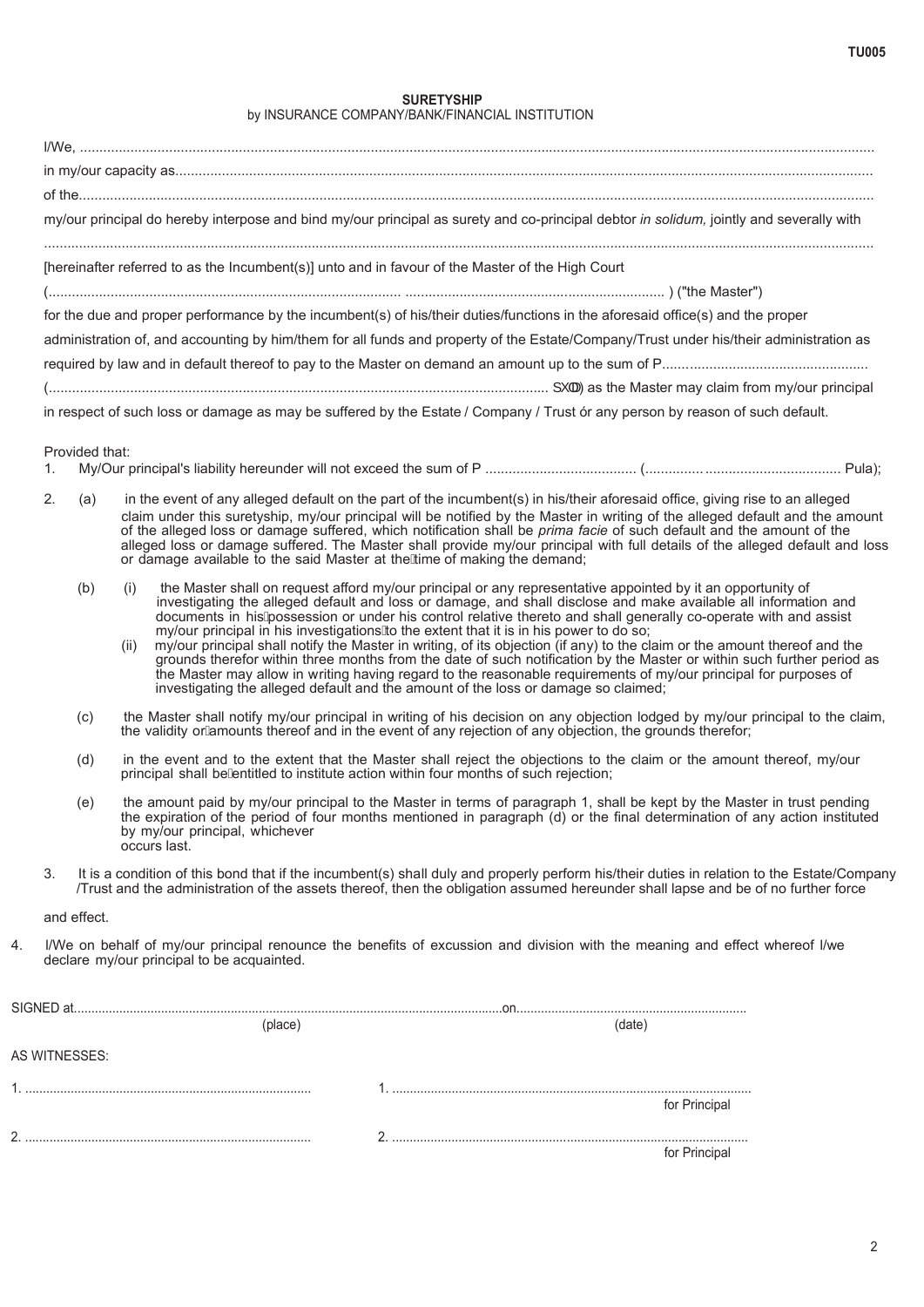TU005

**SURETYSHIP**
by INSURANCE COMPANY/BANK/FINANCIAL INSTITUTION

I/We, ..........................................................................................................................................................................................

in my/our capacity as.......................................................................................................................................................................

of the..............................................................................................................................................................................................

my/our principal do hereby interpose and bind my/our principal as surety and co-principal debtor *in solidum,* jointly and severally with

.........................................................................................................................................................................................................

[hereinafter referred to as the Incumbent(s)] unto and in favour of the Master of the High Court

(............................................................................................ .................................................................. ) ("the Master")

for the due and proper performance by the incumbent(s) of his/their duties/functions in the aforesaid office(s) and the proper administration of, and accounting by him/them for all funds and property of the Estate/Company/Trust under his/their administration as required by law and in default thereof to pay to the Master on demand an amount up to the sum of P.......................................................

(................................................................................................................................ SXOD) as the Master may claim from my/our principal in respect of such loss or damage as may be suffered by the Estate / Company / Trust ór any person by reason of such default.

Provided that:

1. My/Our principal's liability hereunder will not exceed the sum of P ....................................... (................ .................................... Pula);

2. (a) in the event of any alleged default on the part of the incumbent(s) in his/their aforesaid office, giving rise to an alleged claim under this suretyship, my/our principal will be notified by the Master in writing of the alleged default and the amount of the alleged loss or damage suffered, which notification shall be *prima facie* of such default and the amount of the alleged loss or damage suffered. The Master shall provide my/our principal with full details of the alleged default and loss or damage available to the said Master at the time of making the demand;

   (b) (i) the Master shall on request afford my/our principal or any representative appointed by it an opportunity of investigating the alleged default and loss or damage, and shall disclose and make available all information and documents in his possession or under his control relative thereto and shall generally co-operate with and assist my/our principal in his investigations to the extent that it is in his power to do so;

   (ii) my/our principal shall notify the Master in writing, of its objection (if any) to the claim or the amount thereof and the grounds therefor within three months from the date of such notification by the Master or within such further period as the Master may allow in writing having regard to the reasonable requirements of my/our principal for purposes of investigating the alleged default and the amount of the loss or damage so claimed;

   (c) the Master shall notify my/our principal in writing of his decision on any objection lodged by my/our principal to the claim, the validity or amounts thereof and in the event of any rejection of any objection, the grounds therefor;

   (d) in the event and to the extent that the Master shall reject the objections to the claim or the amount thereof, my/our principal shall be entitled to institute action within four months of such rejection;

   (e) the amount paid by my/our principal to the Master in terms of paragraph 1, shall be kept by the Master in trust pending the expiration of the period of four months mentioned in paragraph (d) or the final determination of any action instituted by my/our principal, whichever occurs last.

3. It is a condition of this bond that if the incumbent(s) shall duly and properly perform his/their duties in relation to the Estate/Company /Trust and the administration of the assets thereof, then the obligation assumed hereunder shall lapse and be of no further force and effect.

4. I/We on behalf of my/our principal renounce the benefits of excussion and division with the meaning and effect whereof I/we declare my/our principal to be acquainted.

SIGNED at.......................................................................................................................on.................................................................
(place) (date)

AS WITNESSES:

1. ................................................................................ 1. ......................................................................................................
for Principal

2. ................................................................................ 2. ......................................................................................................
for Principal